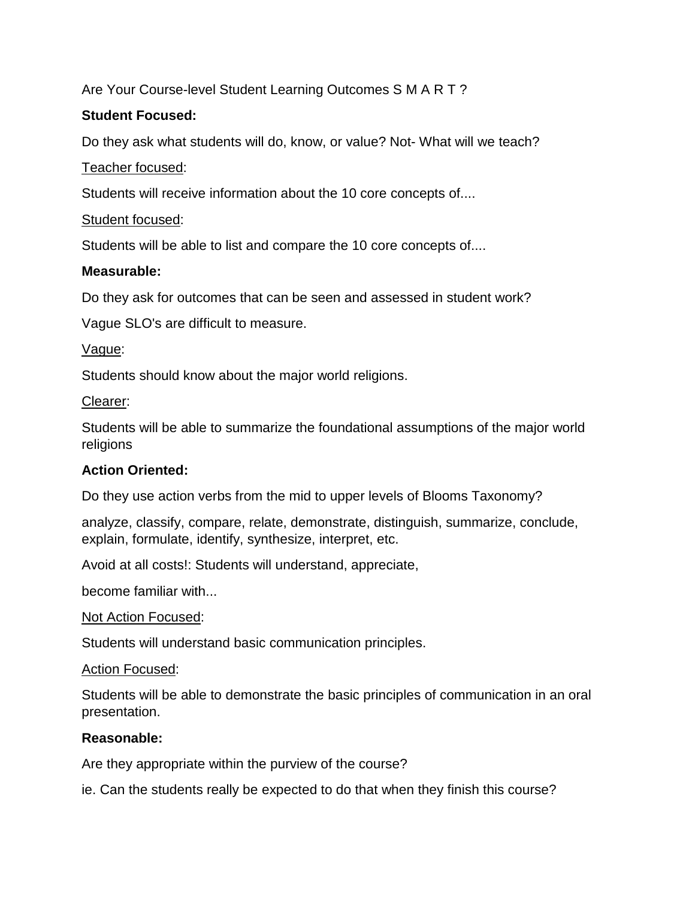Are Your Course-level Student Learning Outcomes S M A R T ?

**Student Focused:**

Do they ask what students will do, know, or value? Not- What will we teach?

<u>Teacher focused</u>:

Students will receive information about the 10 core concepts of....

<u>Student focused</u>:

Students will be able to list and compare the 10 core concepts of....

**Measurable:**

Do they ask for outcomes that can be seen and assessed in student work?

Vague SLO's are difficult to measure.

<u>Vague</u>:

Students should know about the major world religions.

<u>Clearer</u>:

Students will be able to summarize the foundational assumptions of the major world religions

**Action Oriented:**

Do they use action verbs from the mid to upper levels of Blooms Taxonomy?

analyze, classify, compare, relate, demonstrate, distinguish, summarize, conclude, explain, formulate, identify, synthesize, interpret, etc.

Avoid at all costs!: Students will understand, appreciate,

become familiar with...

<u>Not Action Focused</u>:

Students will understand basic communication principles.

<u>Action Focused</u>:

Students will be able to demonstrate the basic principles of communication in an oral presentation.

**Reasonable:**

Are they appropriate within the purview of the course?

ie. Can the students really be expected to do that when they finish this course?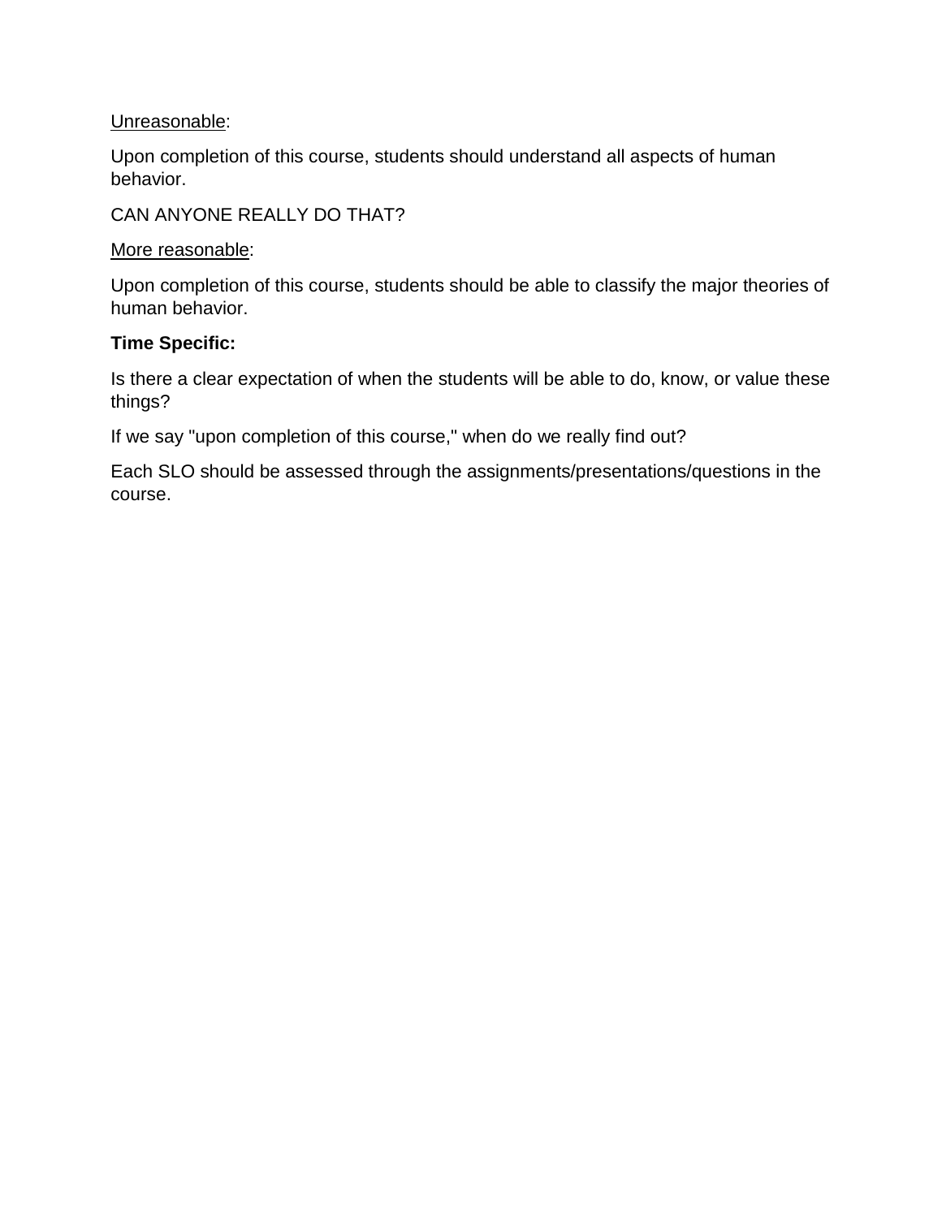<u>Unreasonable</u>:

Upon completion of this course, students should understand all aspects of human behavior.

CAN ANYONE REALLY DO THAT?

<u>More reasonable</u>:

Upon completion of this course, students should be able to classify the major theories of human behavior.

**Time Specific:**

Is there a clear expectation of when the students will be able to do, know, or value these things?

If we say "upon completion of this course," when do we really find out?

Each SLO should be assessed through the assignments/presentations/questions in the course.